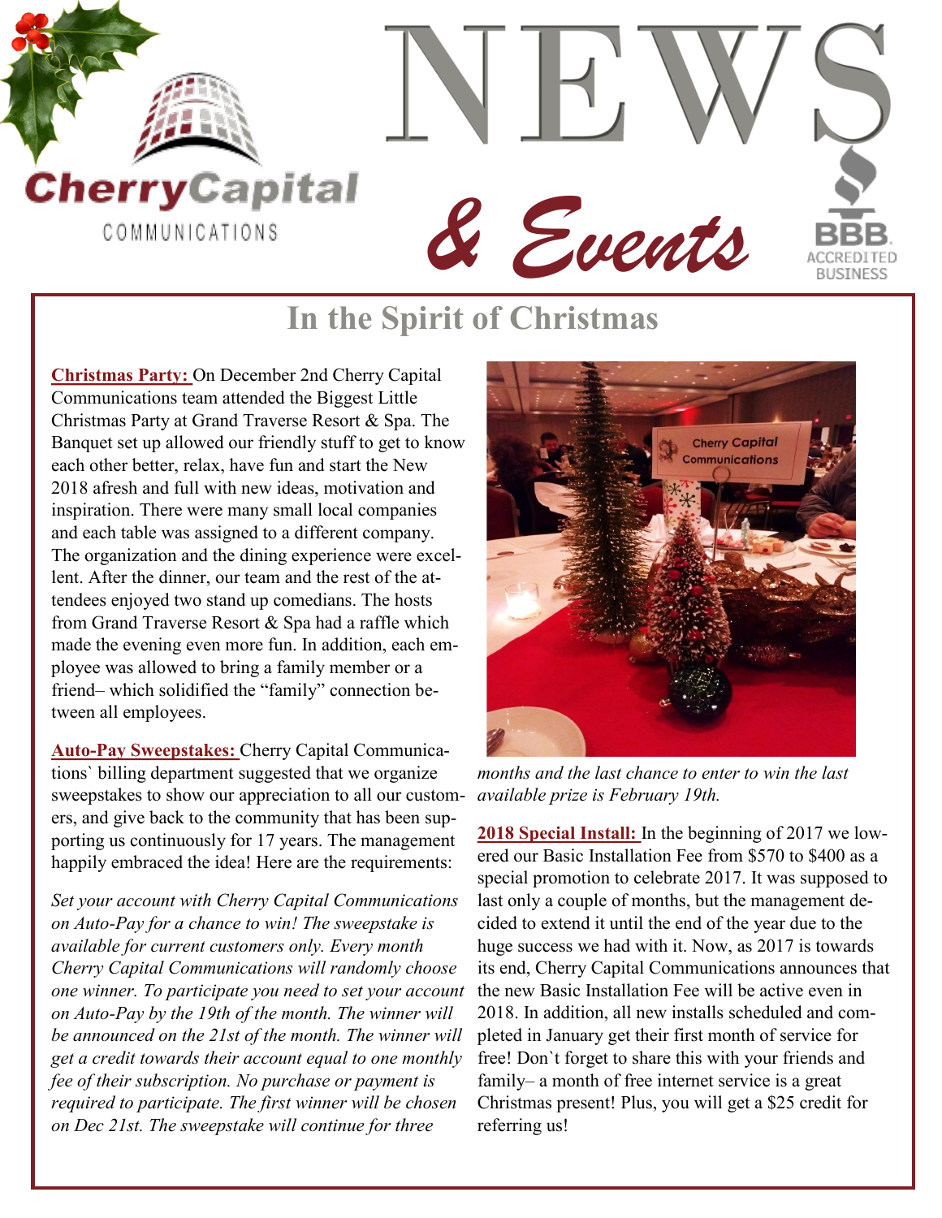# NEWS & Events

CherryCapital COMMUNICATIONS

BBB ACCREDITED BUSINESS

## In the Spirit of Christmas

**Christmas Party:** On December 2nd Cherry Capital Communications team attended the Biggest Little Christmas Party at Grand Traverse Resort & Spa. The Banquet set up allowed our friendly stuff to get to know each other better, relax, have fun and start the New 2018 afresh and full with new ideas, motivation and inspiration. There were many small local companies and each table was assigned to a different company. The organization and the dining experience were excellent. After the dinner, our team and the rest of the attendees enjoyed two stand up comedians. The hosts from Grand Traverse Resort & Spa had a raffle which made the evening even more fun. In addition, each employee was allowed to bring a family member or a friend– which solidified the "family" connection between all employees.

**Auto-Pay Sweepstakes:** Cherry Capital Communications` billing department suggested that we organize sweepstakes to show our appreciation to all our customers, and give back to the community that has been supporting us continuously for 17 years. The management happily embraced the idea! Here are the requirements:

*Set your account with Cherry Capital Communications on Auto-Pay for a chance to win! The sweepstake is available for current customers only. Every month Cherry Capital Communications will randomly choose one winner. To participate you need to set your account on Auto-Pay by the 19th of the month. The winner will be announced on the 21st of the month. The winner will get a credit towards their account equal to one monthly fee of their subscription. No purchase or payment is required to participate. The first winner will be chosen on Dec 21st. The sweepstake will continue for three months and the last chance to enter to win the last available prize is February 19th.*

**2018 Special Install:** In the beginning of 2017 we lowered our Basic Installation Fee from $570 to $400 as a special promotion to celebrate 2017. It was supposed to last only a couple of months, but the management decided to extend it until the end of the year due to the huge success we had with it. Now, as 2017 is towards its end, Cherry Capital Communications announces that the new Basic Installation Fee will be active even in 2018. In addition, all new installs scheduled and completed in January get their first month of service for free! Don`t forget to share this with your friends and family– a month of free internet service is a great Christmas present! Plus, you will get a $25 credit for referring us!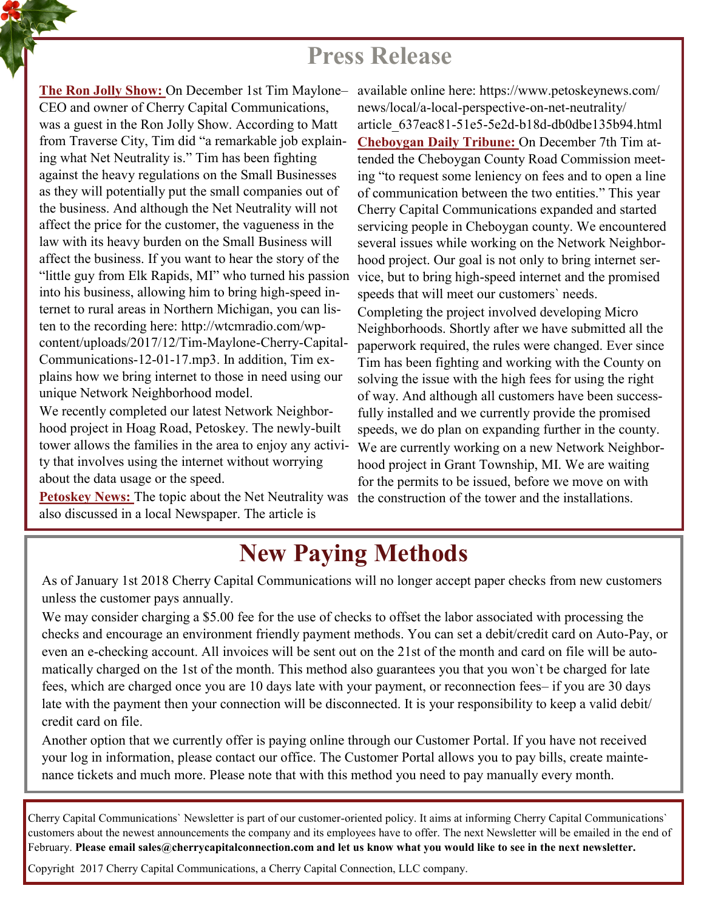# Press Release

**The Ron Jolly Show:** On December 1st Tim Maylone– CEO and owner of Cherry Capital Communications, was a guest in the Ron Jolly Show. According to Matt from Traverse City, Tim did "a remarkable job explaining what Net Neutrality is." Tim has been fighting against the heavy regulations on the Small Businesses as they will potentially put the small companies out of the business. And although the Net Neutrality will not affect the price for the customer, the vagueness in the law with its heavy burden on the Small Business will affect the business. If you want to hear the story of the "little guy from Elk Rapids, MI" who turned his passion into his business, allowing him to bring high-speed internet to rural areas in Northern Michigan, you can listen to the recording here: http://wtcmradio.com/wp-content/uploads/2017/12/Tim-Maylone-Cherry-Capital-Communications-12-01-17.mp3. In addition, Tim explains how we bring internet to those in need using our unique Network Neighborhood model.

We recently completed our latest Network Neighborhood project in Hoag Road, Petoskey. The newly-built tower allows the families in the area to enjoy any activity that involves using the internet without worrying about the data usage or the speed.

**Petoskey News:** The topic about the Net Neutrality was also discussed in a local Newspaper. The article is available online here: https://www.petoskeynews.com/news/local/a-local-perspective-on-net-neutrality/article_637eac81-51e5-5e2d-b18d-db0dbe135b94.html

**Cheboygan Daily Tribune:** On December 7th Tim attended the Cheboygan County Road Commission meeting "to request some leniency on fees and to open a line of communication between the two entities." This year Cherry Capital Communications expanded and started servicing people in Cheboygan county. We encountered several issues while working on the Network Neighborhood project. Our goal is not only to bring internet service, but to bring high-speed internet and the promised speeds that will meet our customers` needs.

Completing the project involved developing Micro Neighborhoods. Shortly after we have submitted all the paperwork required, the rules were changed. Ever since Tim has been fighting and working with the County on solving the issue with the high fees for using the right of way. And although all customers have been successfully installed and we currently provide the promised speeds, we do plan on expanding further in the county.

We are currently working on a new Network Neighborhood project in Grant Township, MI. We are waiting for the permits to be issued, before we move on with the construction of the tower and the installations.

# New Paying Methods

As of January 1st 2018 Cherry Capital Communications will no longer accept paper checks from new customers unless the customer pays annually.

We may consider charging a $5.00 fee for the use of checks to offset the labor associated with processing the checks and encourage an environment friendly payment methods. You can set a debit/credit card on Auto-Pay, or even an e-checking account. All invoices will be sent out on the 21st of the month and card on file will be automatically charged on the 1st of the month. This method also guarantees you that you won`t be charged for late fees, which are charged once you are 10 days late with your payment, or reconnection fees– if you are 30 days late with the payment then your connection will be disconnected. It is your responsibility to keep a valid debit/credit card on file.

Another option that we currently offer is paying online through our Customer Portal. If you have not received your log in information, please contact our office. The Customer Portal allows you to pay bills, create maintenance tickets and much more. Please note that with this method you need to pay manually every month.

Cherry Capital Communications` Newsletter is part of our customer-oriented policy. It aims at informing Cherry Capital Communications` customers about the newest announcements the company and its employees have to offer. The next Newsletter will be emailed in the end of February. **Please email sales@cherrycapitalconnection.com and let us know what you would like to see in the next newsletter.**

Copyright 2017 Cherry Capital Communications, a Cherry Capital Connection, LLC company.